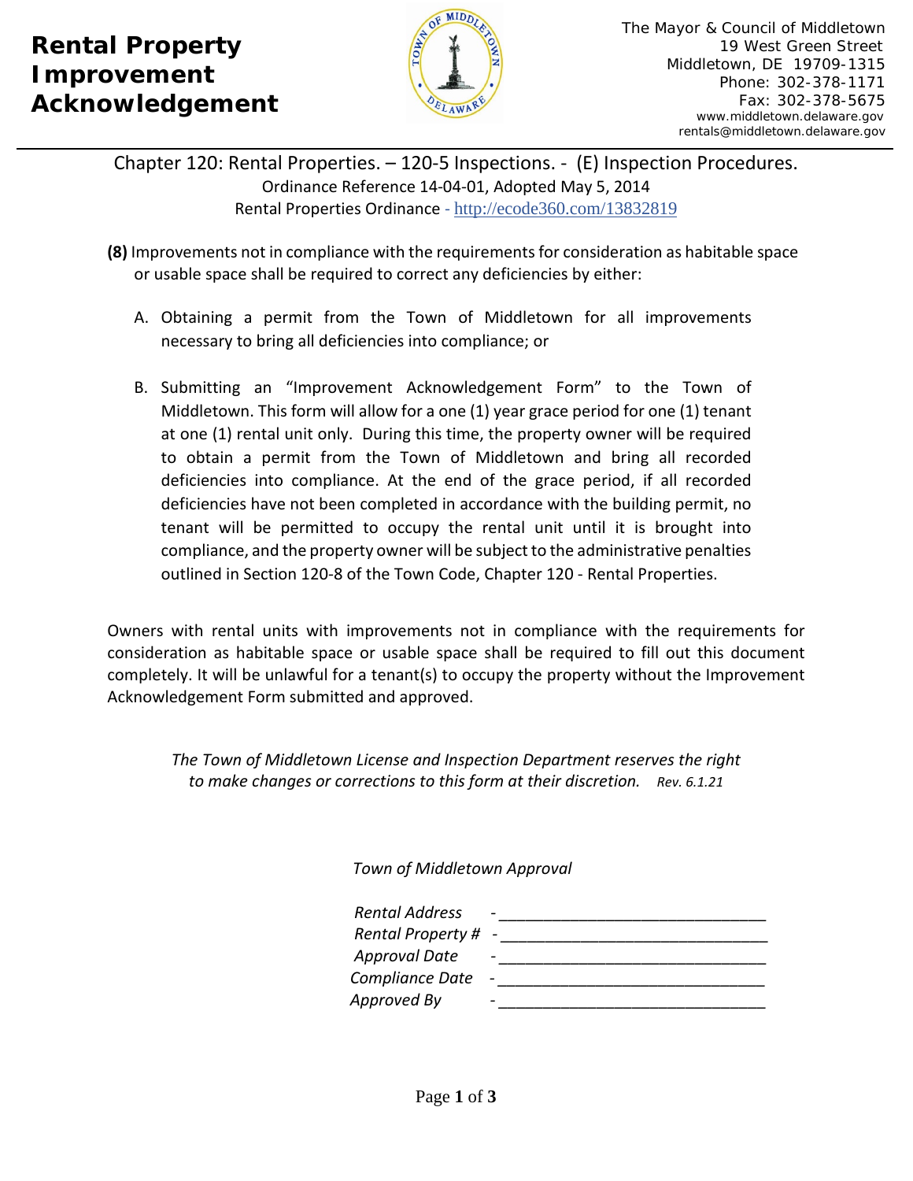# Rental Property Improvement Acknowledgement

The Mayor & Council of Middletown
19 West Green Street
Middletown, DE 19709-1315
Phone: 302-378-1171
Fax: 302-378-5675
www.middletown.delaware.gov
rentals@middletown.delaware.gov

Chapter 120: Rental Properties. – 120-5 Inspections. - (E) Inspection Procedures.
Ordinance Reference 14-04-01, Adopted May 5, 2014
Rental Properties Ordinance - http://ecode360.com/13832819

**(8)** Improvements not in compliance with the requirements for consideration as habitable space or usable space shall be required to correct any deficiencies by either:

A. Obtaining a permit from the Town of Middletown for all improvements necessary to bring all deficiencies into compliance; or

B. Submitting an "Improvement Acknowledgement Form" to the Town of Middletown. This form will allow for a one (1) year grace period for one (1) tenant at one (1) rental unit only. During this time, the property owner will be required to obtain a permit from the Town of Middletown and bring all recorded deficiencies into compliance. At the end of the grace period, if all recorded deficiencies have not been completed in accordance with the building permit, no tenant will be permitted to occupy the rental unit until it is brought into compliance, and the property owner will be subject to the administrative penalties outlined in Section 120-8 of the Town Code, Chapter 120 - Rental Properties.

Owners with rental units with improvements not in compliance with the requirements for consideration as habitable space or usable space shall be required to fill out this document completely. It will be unlawful for a tenant(s) to occupy the property without the Improvement Acknowledgement Form submitted and approved.

*The Town of Middletown License and Inspection Department reserves the right to make changes or corrections to this form at their discretion.* *Rev. 6.1.21*

*Town of Middletown Approval*

*Rental Address* - ______________________________
*Rental Property #* - ______________________________
*Approval Date* - ______________________________
*Compliance Date* - ______________________________
*Approved By* - ______________________________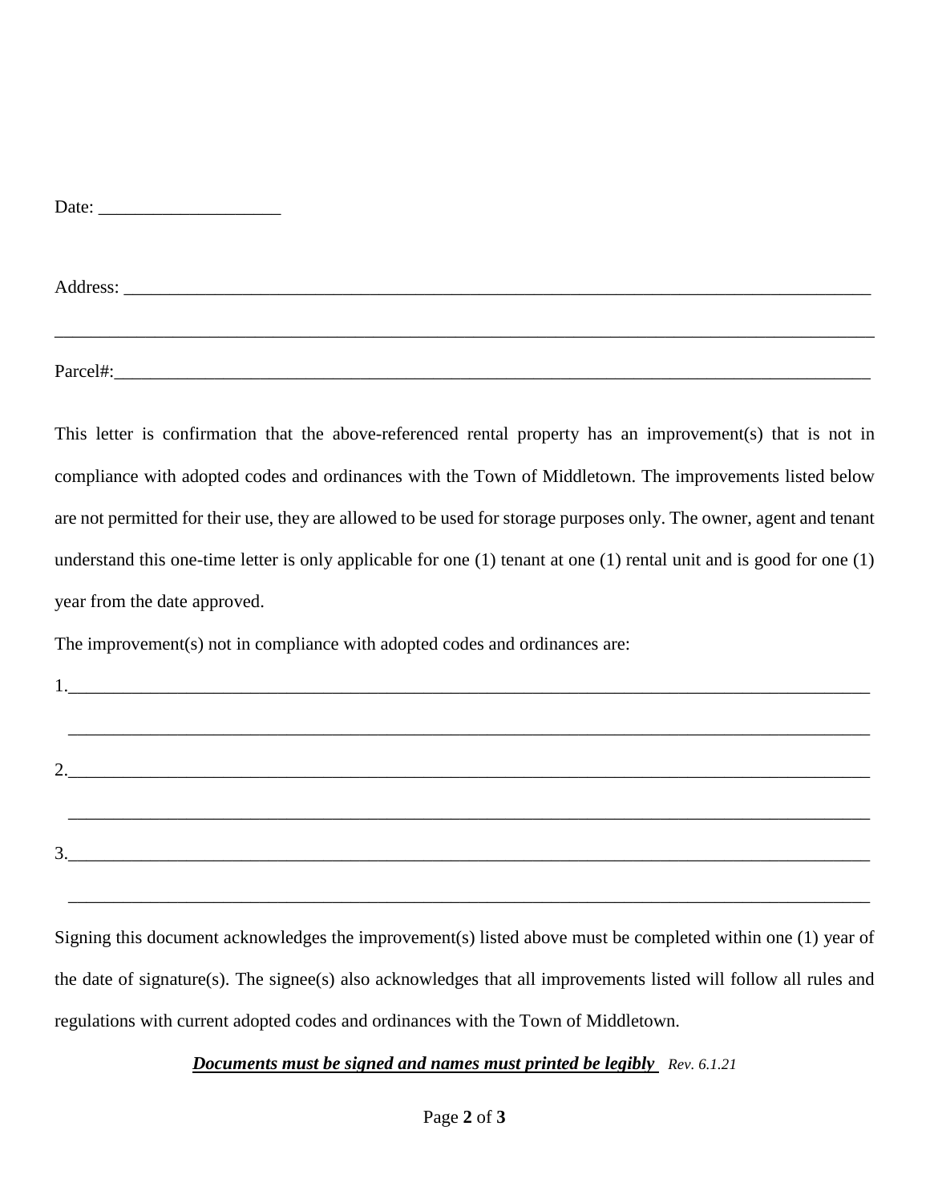Date: ____________________

Address: ________________________________________________________________________________

________________________________________________________________________________

Parcel#:________________________________________________________________________________

This letter is confirmation that the above-referenced rental property has an improvement(s) that is not in compliance with adopted codes and ordinances with the Town of Middletown. The improvements listed below are not permitted for their use, they are allowed to be used for storage purposes only. The owner, agent and tenant understand this one-time letter is only applicable for one (1) tenant at one (1) rental unit and is good for one (1) year from the date approved.

The improvement(s) not in compliance with adopted codes and ordinances are:

1.________________________________________________________________________________

________________________________________________________________________________

2.________________________________________________________________________________

________________________________________________________________________________

3.________________________________________________________________________________

________________________________________________________________________________

Signing this document acknowledges the improvement(s) listed above must be completed within one (1) year of the date of signature(s). The signee(s) also acknowledges that all improvements listed will follow all rules and regulations with current adopted codes and ordinances with the Town of Middletown.

***Documents must be signed and names must printed be legibly*** *Rev. 6.1.21*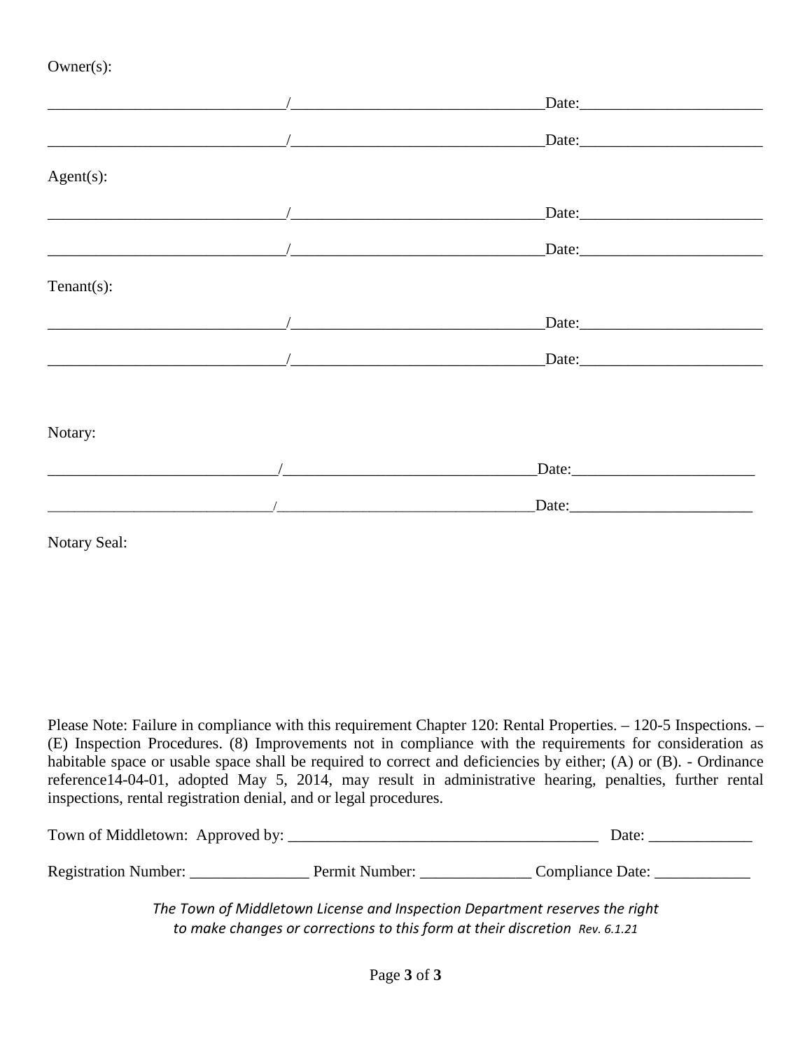Owner(s):

______________________________/_______________________________Date:______________________

______________________________/_______________________________Date:______________________

Agent(s):

______________________________/_______________________________Date:______________________

______________________________/_______________________________Date:______________________

Tenant(s):

______________________________/_______________________________Date:______________________

______________________________/_______________________________Date:______________________

Notary:

_____________________________/_______________________________Date:______________________

_____________________________/_______________________________Date:______________________

Notary Seal:

Please Note: Failure in compliance with this requirement Chapter 120: Rental Properties. – 120-5 Inspections. – (E) Inspection Procedures. (8) Improvements not in compliance with the requirements for consideration as habitable space or usable space shall be required to correct and deficiencies by either; (A) or (B). - Ordinance reference14-04-01, adopted May 5, 2014, may result in administrative hearing, penalties, further rental inspections, rental registration denial, and or legal procedures.

Town of Middletown: Approved by: ______________________________________ Date: _____________

Registration Number: _______________ Permit Number: ______________ Compliance Date: ____________

*The Town of Middletown License and Inspection Department reserves the right to make changes or corrections to this form at their discretion* *Rev. 6.1.21*